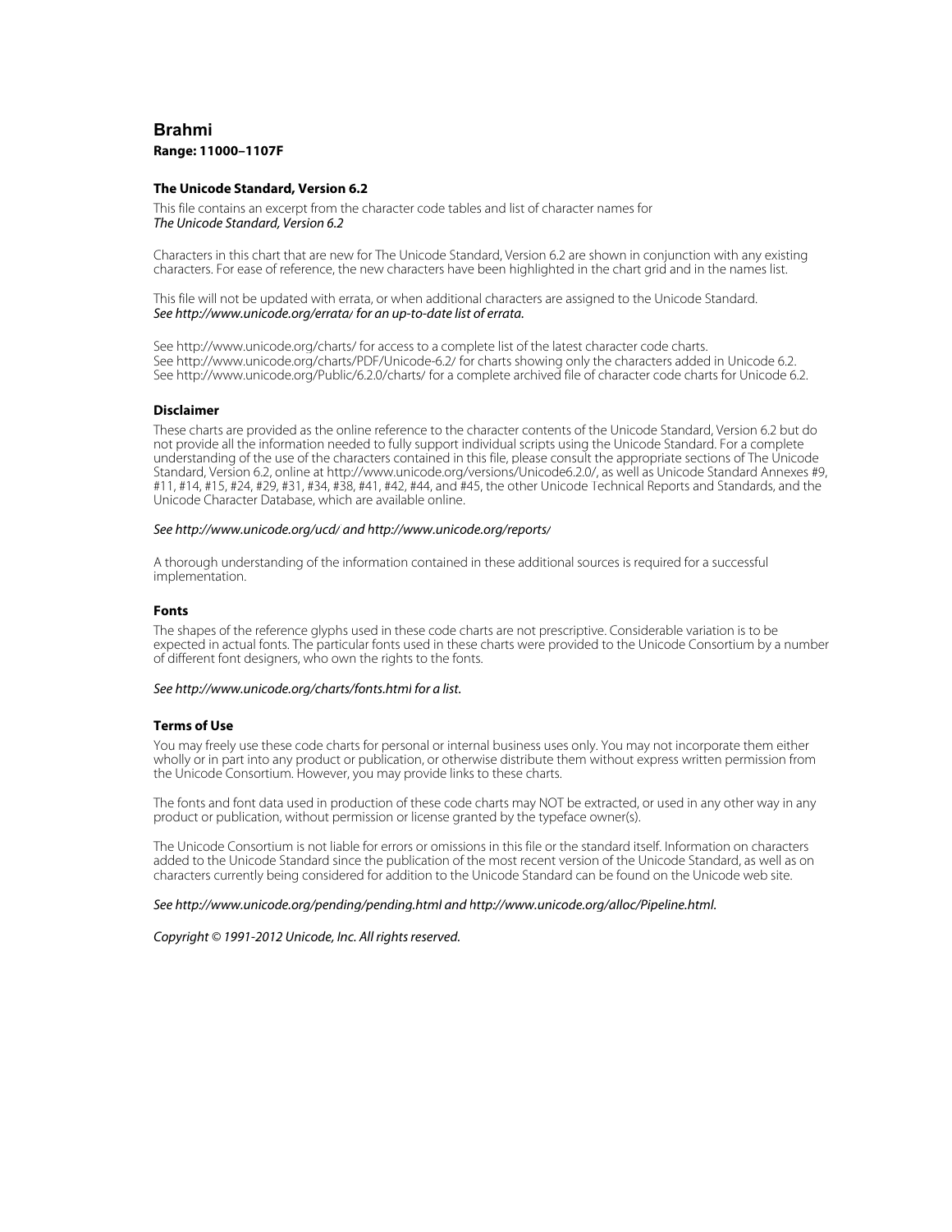# Brahmi

**Range: 11000–1107F**

### The Unicode Standard, Version 6.2

This file contains an excerpt from the character code tables and list of character names for
*The Unicode Standard, Version 6.2*

Characters in this chart that are new for The Unicode Standard, Version 6.2 are shown in conjunction with any existing characters. For ease of reference, the new characters have been highlighted in the chart grid and in the names list.

This file will not be updated with errata, or when additional characters are assigned to the Unicode Standard.
*See http://www.unicode.org/errata/ for an up-to-date list of errata.*

See http://www.unicode.org/charts/ for access to a complete list of the latest character code charts.
See http://www.unicode.org/charts/PDF/Unicode-6.2/ for charts showing only the characters added in Unicode 6.2.
See http://www.unicode.org/Public/6.2.0/charts/ for a complete archived file of character code charts for Unicode 6.2.

### Disclaimer

These charts are provided as the online reference to the character contents of the Unicode Standard, Version 6.2 but do not provide all the information needed to fully support individual scripts using the Unicode Standard. For a complete understanding of the use of the characters contained in this file, please consult the appropriate sections of The Unicode Standard, Version 6.2, online at http://www.unicode.org/versions/Unicode6.2.0/, as well as Unicode Standard Annexes #9, #11, #14, #15, #24, #29, #31, #34, #38, #41, #42, #44, and #45, the other Unicode Technical Reports and Standards, and the Unicode Character Database, which are available online.

*See http://www.unicode.org/ucd/ and http://www.unicode.org/reports/*

A thorough understanding of the information contained in these additional sources is required for a successful implementation.

### Fonts

The shapes of the reference glyphs used in these code charts are not prescriptive. Considerable variation is to be expected in actual fonts. The particular fonts used in these charts were provided to the Unicode Consortium by a number of different font designers, who own the rights to the fonts.

*See http://www.unicode.org/charts/fonts.html for a list.*

### Terms of Use

You may freely use these code charts for personal or internal business uses only. You may not incorporate them either wholly or in part into any product or publication, or otherwise distribute them without express written permission from the Unicode Consortium. However, you may provide links to these charts.

The fonts and font data used in production of these code charts may NOT be extracted, or used in any other way in any product or publication, without permission or license granted by the typeface owner(s).

The Unicode Consortium is not liable for errors or omissions in this file or the standard itself. Information on characters added to the Unicode Standard since the publication of the most recent version of the Unicode Standard, as well as on characters currently being considered for addition to the Unicode Standard can be found on the Unicode web site.

*See http://www.unicode.org/pending/pending.html and http://www.unicode.org/alloc/Pipeline.html.*

*Copyright © 1991-2012 Unicode, Inc. All rights reserved.*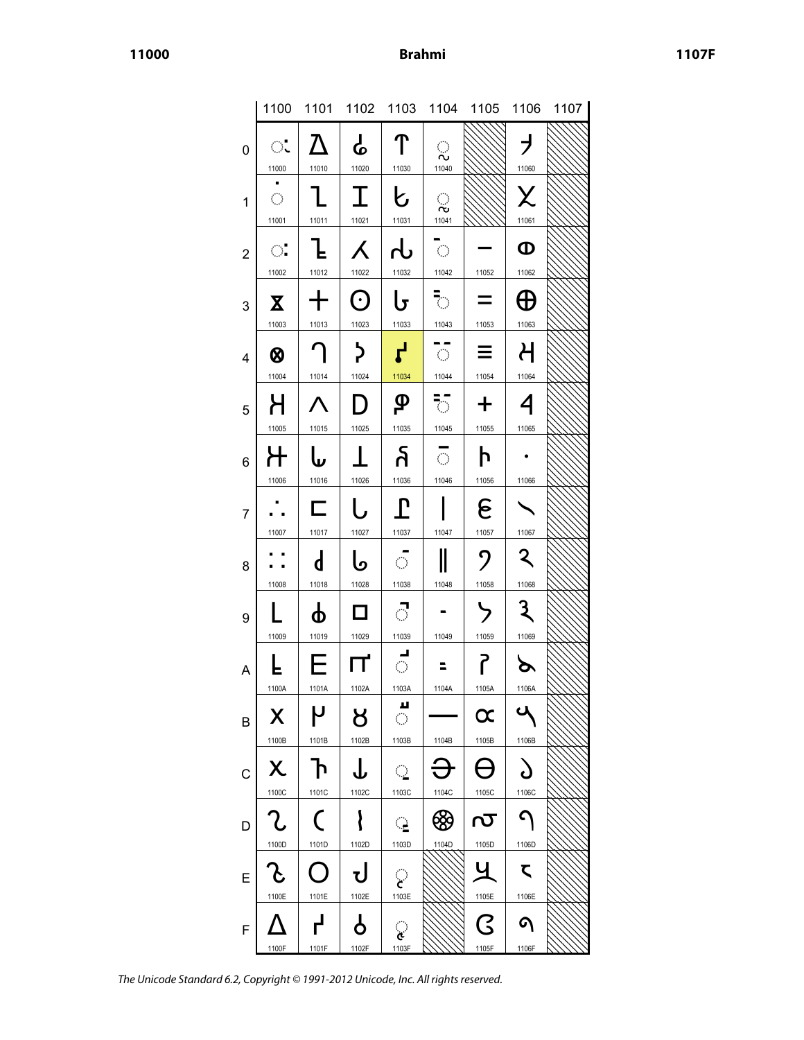# Brahmi

| | 1100 | 1101 | 1102 | 1103 | 1104 | 1105 | 1106 | 1107 |
|---|---|---|---|---|---|---|---|---|
| 0 | 𑀀 11000 | 𑀐 11010 | 𑀠 11020 | 𑀰 11030 | 𑁀 11040 | | 𑁠 11060 | |
| 1 | 𑀁 11001 | 𑀑 11011 | 𑀡 11021 | 𑀱 11031 | 𑁁 11041 | | 𑁡 11061 | |
| 2 | 𑀂 11002 | 𑀒 11012 | 𑀢 11022 | 𑀲 11032 | 𑁂 11042 | 𑁒 11052 | 𑁢 11062 | |
| 3 | 𑀃 11003 | 𑀓 11013 | 𑀣 11023 | 𑀳 11033 | 𑁃 11043 | 𑁓 11053 | 𑁣 11063 | |
| 4 | 𑀄 11004 | 𑀔 11014 | 𑀤 11024 | 𑀴 11034 | 𑁄 11044 | 𑁔 11054 | 𑁤 11064 | |
| 5 | 𑀅 11005 | 𑀕 11015 | 𑀥 11025 | 𑀵 11035 | 𑁅 11045 | 𑁕 11055 | 𑁥 11065 | |
| 6 | 𑀆 11006 | 𑀖 11016 | 𑀦 11026 | 𑀶 11036 | 𑁆 11046 | 𑁖 11056 | 𑁦 11066 | |
| 7 | 𑀇 11007 | 𑀗 11017 | 𑀧 11027 | 𑀷 11037 | 𑁇 11047 | 𑁗 11057 | 𑁧 11067 | |
| 8 | 𑀈 11008 | 𑀘 11018 | 𑀨 11028 | 𑀸 11038 | 𑁈 11048 | 𑁘 11058 | 𑁨 11068 | |
| 9 | 𑀉 11009 | 𑀙 11019 | 𑀩 11029 | 𑀹 11039 | 𑁉 11049 | 𑁙 11059 | 𑁩 11069 | |
| A | 𑀊 1100A | 𑀚 1101A | 𑀪 1102A | 𑀺 1103A | 𑁊 1104A | 𑁚 1105A | 𑁪 1106A | |
| B | 𑀋 1100B | 𑀛 1101B | 𑀫 1102B | 𑀻 1103B | 𑁋 1104B | 𑁛 1105B | 𑁫 1106B | |
| C | 𑀌 1100C | 𑀜 1101C | 𑀬 1102C | 𑀼 1103C | 𑁌 1104C | 𑁜 1105C | 𑁬 1106C | |
| D | 𑀍 1100D | 𑀝 1101D | 𑀭 1102D | 𑀽 1103D | 𑁍 1104D | 𑁝 1105D | 𑁭 1106D | |
| E | 𑀎 1100E | 𑀞 1101E | 𑀮 1102E | 𑀾 1103E | | 𑁞 1105E | 𑁮 1106E | |
| F | 𑀏 1100F | 𑀟 1101F | 𑀯 1102F | 𑀿 1103F | | 𑁟 1105F | 𑁯 1106F | |

*The Unicode Standard 6.2, Copyright © 1991-2012 Unicode, Inc. All rights reserved.*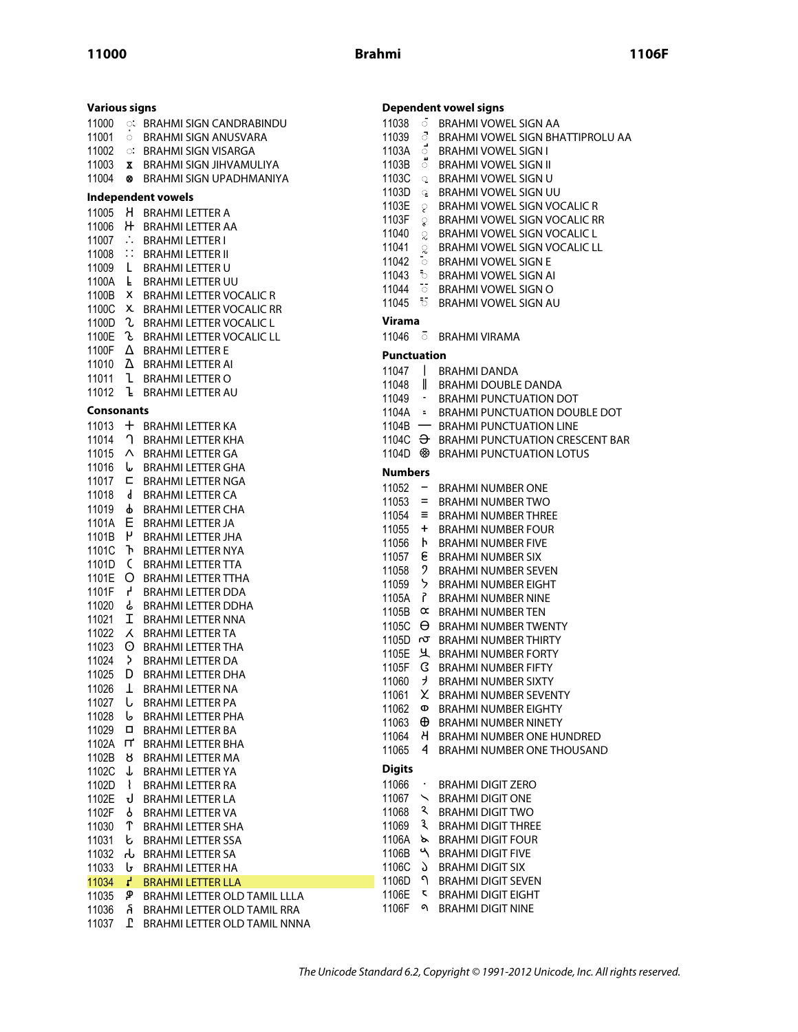## Various signs

- 11000 𑀀 BRAHMI SIGN CANDRABINDU
- 11001 𑀁 BRAHMI SIGN ANUSVARA
- 11002 𑀂 BRAHMI SIGN VISARGA
- 11003 𑀃 BRAHMI SIGN JIHVAMULIYA
- 11004 𑀄 BRAHMI SIGN UPADHMANIYA

## Independent vowels

- 11005 𑀅 BRAHMI LETTER A
- 11006 𑀆 BRAHMI LETTER AA
- 11007 𑀇 BRAHMI LETTER I
- 11008 𑀈 BRAHMI LETTER II
- 11009 𑀉 BRAHMI LETTER U
- 1100A 𑀊 BRAHMI LETTER UU
- 1100B 𑀋 BRAHMI LETTER VOCALIC R
- 1100C 𑀌 BRAHMI LETTER VOCALIC RR
- 1100D 𑀍 BRAHMI LETTER VOCALIC L
- 1100E 𑀎 BRAHMI LETTER VOCALIC LL
- 1100F 𑀏 BRAHMI LETTER E
- 11010 𑀐 BRAHMI LETTER AI
- 11011 𑀑 BRAHMI LETTER O
- 11012 𑀒 BRAHMI LETTER AU

## Consonants

- 11013 𑀓 BRAHMI LETTER KA
- 11014 𑀔 BRAHMI LETTER KHA
- 11015 𑀕 BRAHMI LETTER GA
- 11016 𑀖 BRAHMI LETTER GHA
- 11017 𑀗 BRAHMI LETTER NGA
- 11018 𑀘 BRAHMI LETTER CA
- 11019 𑀙 BRAHMI LETTER CHA
- 1101A 𑀚 BRAHMI LETTER JA
- 1101B 𑀛 BRAHMI LETTER JHA
- 1101C 𑀜 BRAHMI LETTER NYA
- 1101D 𑀝 BRAHMI LETTER TTA
- 1101E 𑀞 BRAHMI LETTER TTHA
- 1101F 𑀟 BRAHMI LETTER DDA
- 11020 𑀠 BRAHMI LETTER DDHA
- 11021 𑀡 BRAHMI LETTER NNA
- 11022 𑀢 BRAHMI LETTER TA
- 11023 𑀣 BRAHMI LETTER THA
- 11024 𑀤 BRAHMI LETTER DA
- 11025 𑀥 BRAHMI LETTER DHA
- 11026 𑀦 BRAHMI LETTER NA
- 11027 𑀧 BRAHMI LETTER PA
- 11028 𑀨 BRAHMI LETTER PHA
- 11029 𑀩 BRAHMI LETTER BA
- 1102A 𑀪 BRAHMI LETTER BHA
- 1102B 𑀫 BRAHMI LETTER MA
- 1102C 𑀬 BRAHMI LETTER YA
- 1102D 𑀭 BRAHMI LETTER RA
- 1102E 𑀮 BRAHMI LETTER LA
- 1102F 𑀯 BRAHMI LETTER VA
- 11030 𑀰 BRAHMI LETTER SHA
- 11031 𑀱 BRAHMI LETTER SSA
- 11032 𑀲 BRAHMI LETTER SA
- 11033 𑀳 BRAHMI LETTER HA
- 11034 𑀴 BRAHMI LETTER LLA
- 11035 𑀵 BRAHMI LETTER OLD TAMIL LLLA
- 11036 𑀶 BRAHMI LETTER OLD TAMIL RRA
- 11037 𑀷 BRAHMI LETTER OLD TAMIL NNNA

## Dependent vowel signs

- 11038 𑀸 BRAHMI VOWEL SIGN AA
- 11039 𑀹 BRAHMI VOWEL SIGN BHATTIPROLU AA
- 1103A 𑀺 BRAHMI VOWEL SIGN I
- 1103B 𑀻 BRAHMI VOWEL SIGN II
- 1103C 𑀼 BRAHMI VOWEL SIGN U
- 1103D 𑀽 BRAHMI VOWEL SIGN UU
- 1103E 𑀾 BRAHMI VOWEL SIGN VOCALIC R
- 1103F 𑀿 BRAHMI VOWEL SIGN VOCALIC RR
- 11040 𑁀 BRAHMI VOWEL SIGN VOCALIC L
- 11041 𑁁 BRAHMI VOWEL SIGN VOCALIC LL
- 11042 𑁂 BRAHMI VOWEL SIGN E
- 11043 𑁃 BRAHMI VOWEL SIGN AI
- 11044 𑁄 BRAHMI VOWEL SIGN O
- 11045 𑁅 BRAHMI VOWEL SIGN AU

## Virama

- 11046 𑁆 BRAHMI VIRAMA

## Punctuation

- 11047 𑁇 BRAHMI DANDA
- 11048 𑁈 BRAHMI DOUBLE DANDA
- 11049 𑁉 BRAHMI PUNCTUATION DOT
- 1104A 𑁊 BRAHMI PUNCTUATION DOUBLE DOT
- 1104B 𑁋 BRAHMI PUNCTUATION LINE
- 1104C 𑁌 BRAHMI PUNCTUATION CRESCENT BAR
- 1104D 𑁍 BRAHMI PUNCTUATION LOTUS

## Numbers

- 11052 𑁒 BRAHMI NUMBER ONE
- 11053 𑁓 BRAHMI NUMBER TWO
- 11054 𑁔 BRAHMI NUMBER THREE
- 11055 𑁕 BRAHMI NUMBER FOUR
- 11056 𑁖 BRAHMI NUMBER FIVE
- 11057 𑁗 BRAHMI NUMBER SIX
- 11058 𑁘 BRAHMI NUMBER SEVEN
- 11059 𑁙 BRAHMI NUMBER EIGHT
- 1105A 𑁚 BRAHMI NUMBER NINE
- 1105B 𑁛 BRAHMI NUMBER TEN
- 1105C 𑁜 BRAHMI NUMBER TWENTY
- 1105D 𑁝 BRAHMI NUMBER THIRTY
- 1105E 𑁞 BRAHMI NUMBER FORTY
- 1105F 𑁟 BRAHMI NUMBER FIFTY
- 11060 𑁠 BRAHMI NUMBER SIXTY
- 11061 𑁡 BRAHMI NUMBER SEVENTY
- 11062 𑁢 BRAHMI NUMBER EIGHTY
- 11063 𑁣 BRAHMI NUMBER NINETY
- 11064 𑁤 BRAHMI NUMBER ONE HUNDRED
- 11065 𑁥 BRAHMI NUMBER ONE THOUSAND

## Digits

- 11066 𑁦 BRAHMI DIGIT ZERO
- 11067 𑁧 BRAHMI DIGIT ONE
- 11068 𑁨 BRAHMI DIGIT TWO
- 11069 𑁩 BRAHMI DIGIT THREE
- 1106A 𑁪 BRAHMI DIGIT FOUR
- 1106B 𑁫 BRAHMI DIGIT FIVE
- 1106C 𑁬 BRAHMI DIGIT SIX
- 1106D 𑁭 BRAHMI DIGIT SEVEN
- 1106E 𑁮 BRAHMI DIGIT EIGHT
- 1106F 𑁯 BRAHMI DIGIT NINE